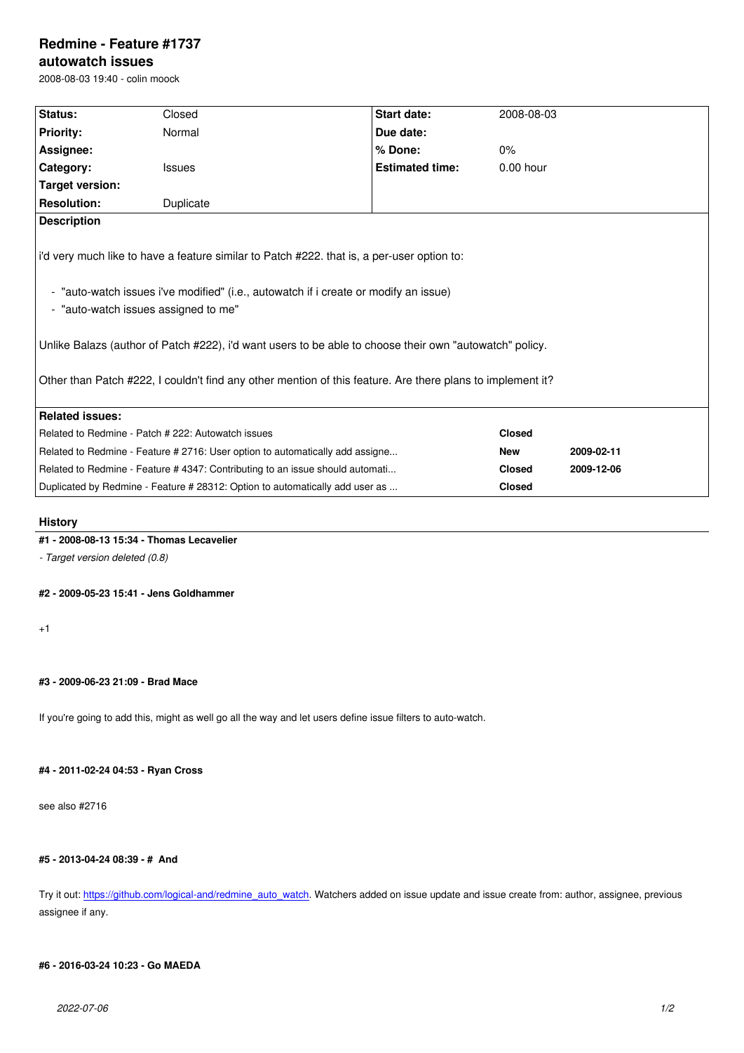# Redmine - Feature #1737
## autowatch issues

2008-08-03 19:40 - colin moock

| Status: | Closed | Start date: | 2008-08-03 |
|---|---|---|---|
| Priority: | Normal | Due date: | |
| Assignee: | | % Done: | 0% |
| Category: | Issues | Estimated time: | 0.00 hour |
| Target version: | | | |
| Resolution: | Duplicate | | |

**Description**

i'd very much like to have a feature similar to Patch #222. that is, a per-user option to:

- "auto-watch issues i've modified" (i.e., autowatch if i create or modify an issue)
- "auto-watch issues assigned to me"

Unlike Balazs (author of Patch #222), i'd want users to be able to choose their own "autowatch" policy.

Other than Patch #222, I couldn't find any other mention of this feature. Are there plans to implement it?

**Related issues:**

| | | |
|---|---|---|
| Related to Redmine - Patch # 222: Autowatch issues | **Closed** | |
| Related to Redmine - Feature # 2716: User option to automatically add assigne... | **New** | **2009-02-11** |
| Related to Redmine - Feature # 4347: Contributing to an issue should automati... | **Closed** | **2009-12-06** |
| Duplicated by Redmine - Feature # 28312: Option to automatically add user as ... | **Closed** | |

## History

**#1 - 2008-08-13 15:34 - Thomas Lecavelier**

*- Target version deleted (0.8)*

**#2 - 2009-05-23 15:41 - Jens Goldhammer**

+1

**#3 - 2009-06-23 21:09 - Brad Mace**

If you're going to add this, might as well go all the way and let users define issue filters to auto-watch.

**#4 - 2011-02-24 04:53 - Ryan Cross**

see also #2716

**#5 - 2013-04-24 08:39 - # And**

Try it out: https://github.com/logical-and/redmine_auto_watch. Watchers added on issue update and issue create from: author, assignee, previous assignee if any.

**#6 - 2016-03-24 10:23 - Go MAEDA**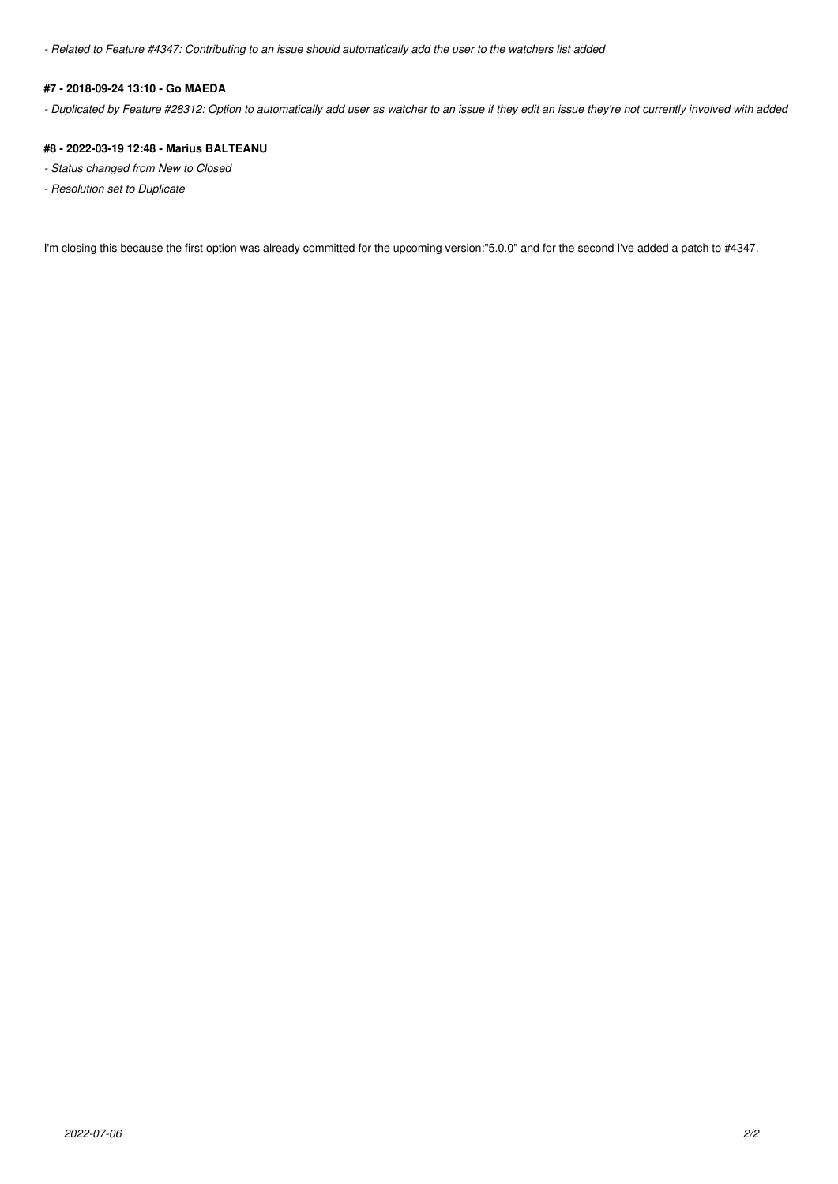*- Related to Feature #4347: Contributing to an issue should automatically add the user to the watchers list added*

#### #7 - 2018-09-24 13:10 - Go MAEDA

*- Duplicated by Feature #28312: Option to automatically add user as watcher to an issue if they edit an issue they're not currently involved with added*

#### #8 - 2022-03-19 12:48 - Marius BALTEANU

*- Status changed from New to Closed*

*- Resolution set to Duplicate*

I'm closing this because the first option was already committed for the upcoming version:"5.0.0" and for the second I've added a patch to #4347.